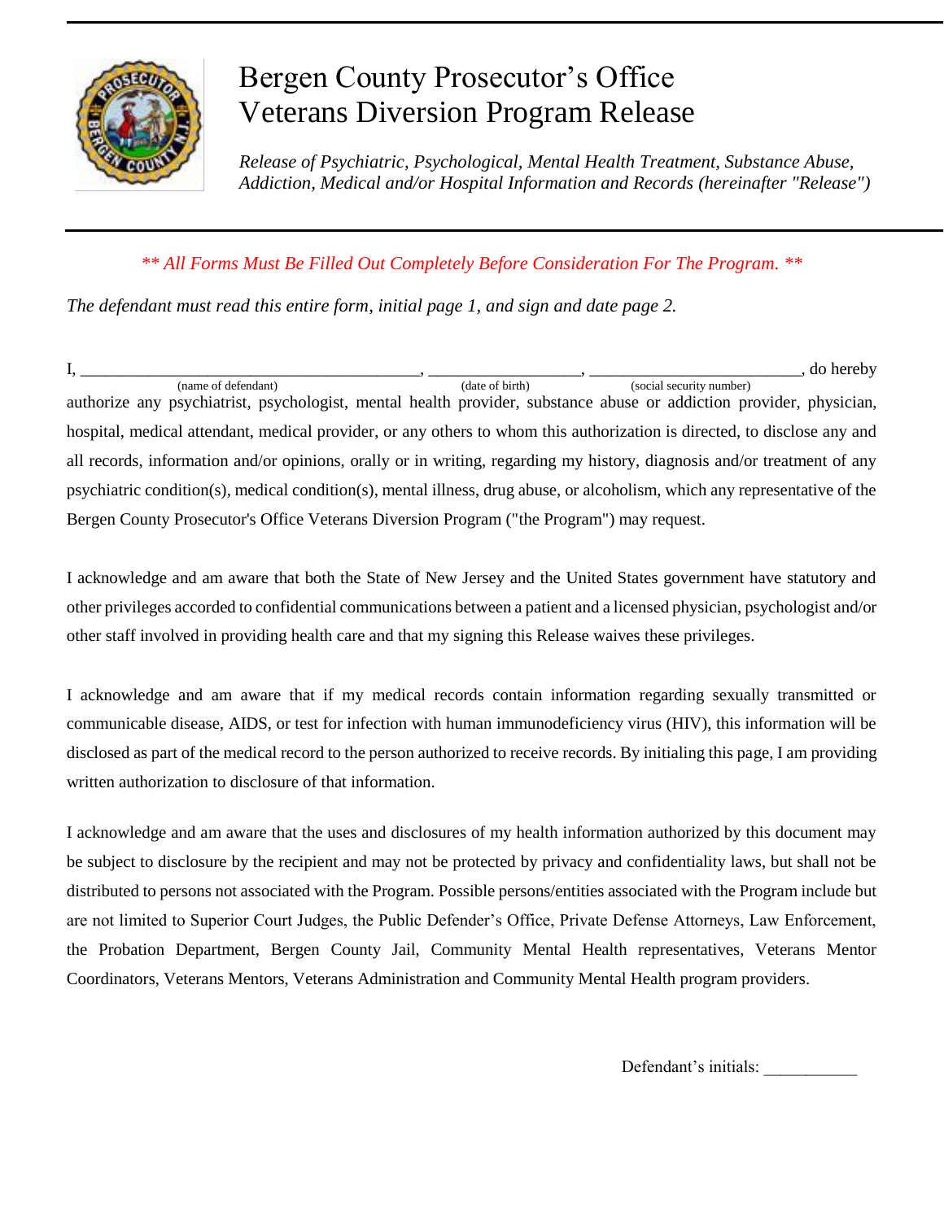# Bergen County Prosecutor's Office Veterans Diversion Program Release

*Release of Psychiatric, Psychological, Mental Health Treatment, Substance Abuse, Addiction, Medical and/or Hospital Information and Records (hereinafter "Release")*

*\*\* All Forms Must Be Filled Out Completely Before Consideration For The Program. \*\**

*The defendant must read this entire form, initial page 1, and sign and date page 2.*

I, ________________________________________ (name of defendant), __________________ (date of birth), _________________________ (social security number), do hereby authorize any psychiatrist, psychologist, mental health provider, substance abuse or addiction provider, physician, hospital, medical attendant, medical provider, or any others to whom this authorization is directed, to disclose any and all records, information and/or opinions, orally or in writing, regarding my history, diagnosis and/or treatment of any psychiatric condition(s), medical condition(s), mental illness, drug abuse, or alcoholism, which any representative of the Bergen County Prosecutor's Office Veterans Diversion Program ("the Program") may request.

I acknowledge and am aware that both the State of New Jersey and the United States government have statutory and other privileges accorded to confidential communications between a patient and a licensed physician, psychologist and/or other staff involved in providing health care and that my signing this Release waives these privileges.

I acknowledge and am aware that if my medical records contain information regarding sexually transmitted or communicable disease, AIDS, or test for infection with human immunodeficiency virus (HIV), this information will be disclosed as part of the medical record to the person authorized to receive records. By initialing this page, I am providing written authorization to disclosure of that information.

I acknowledge and am aware that the uses and disclosures of my health information authorized by this document may be subject to disclosure by the recipient and may not be protected by privacy and confidentiality laws, but shall not be distributed to persons not associated with the Program. Possible persons/entities associated with the Program include but are not limited to Superior Court Judges, the Public Defender's Office, Private Defense Attorneys, Law Enforcement, the Probation Department, Bergen County Jail, Community Mental Health representatives, Veterans Mentor Coordinators, Veterans Mentors, Veterans Administration and Community Mental Health program providers.

Defendant's initials: ___________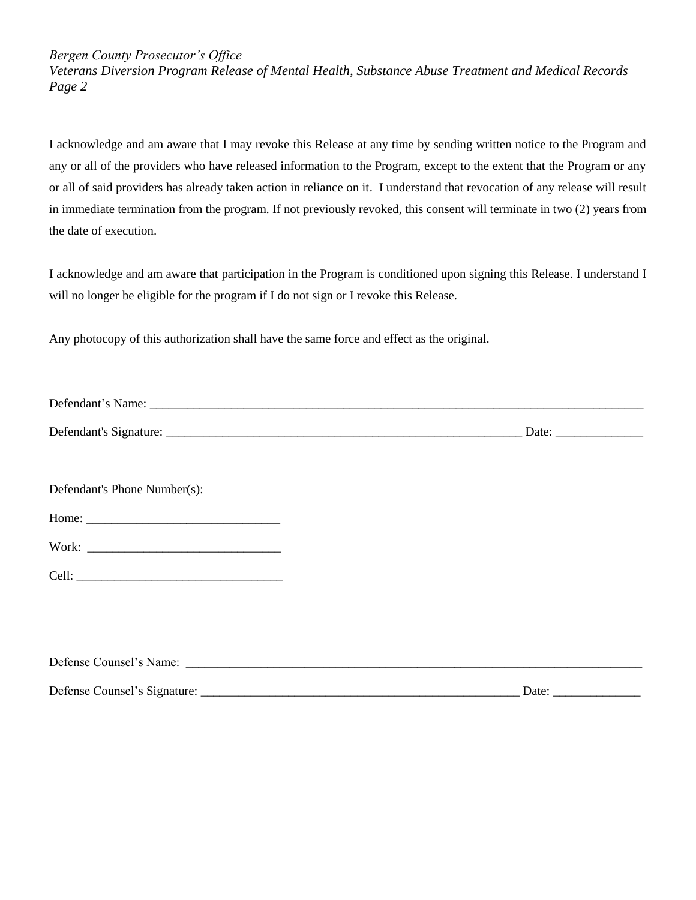I acknowledge and am aware that I may revoke this Release at any time by sending written notice to the Program and any or all of the providers who have released information to the Program, except to the extent that the Program or any or all of said providers has already taken action in reliance on it. I understand that revocation of any release will result in immediate termination from the program. If not previously revoked, this consent will terminate in two (2) years from the date of execution.

I acknowledge and am aware that participation in the Program is conditioned upon signing this Release. I understand I will no longer be eligible for the program if I do not sign or I revoke this Release.

Any photocopy of this authorization shall have the same force and effect as the original.

Defendant's Name: ______________________________________________________________________

Defendant's Signature: ___________________________________________________ Date: ______________

Defendant's Phone Number(s):

Home: _______________________________

Work: _______________________________

Cell: _________________________________

Defense Counsel's Name: _________________________________________________________________

Defense Counsel's Signature: ____________________________________________ Date: ______________